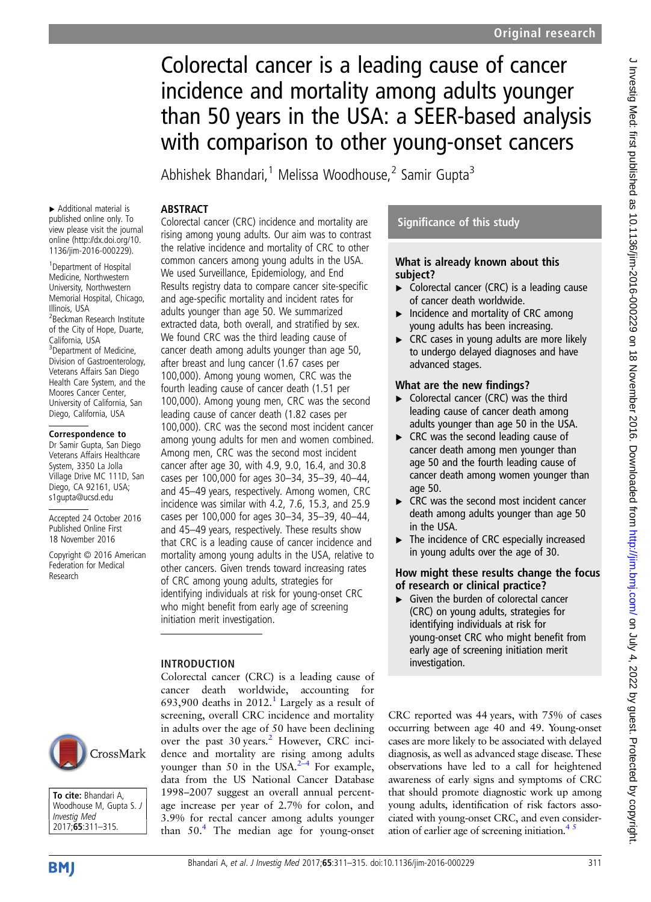# Colorectal cancer is a leading cause of cancer incidence and mortality among adults younger than 50 years in the USA: a SEER-based analysis with comparison to other young-onset cancers

Abhishek Bhandari,[1] Melissa Woodhouse,[2] Samir Gupta[3]

▸ Additional material is published online only. To view please visit the journal online (http://dx.doi.org/10.1136/jim-2016-000229).

[1]Department of Hospital Medicine, Northwestern University, Northwestern Memorial Hospital, Chicago, Illinois, USA
[2]Beckman Research Institute of the City of Hope, Duarte, California, USA
[3]Department of Medicine, Division of Gastroenterology, Veterans Affairs San Diego Health Care System, and the Moores Cancer Center, University of California, San Diego, California, USA

**Correspondence to**
Dr Samir Gupta, San Diego Veterans Affairs Healthcare System, 3350 La Jolla Village Drive MC 111D, San Diego, CA 92161, USA; s1gupta@ucsd.edu

Accepted 24 October 2016
Published Online First 18 November 2016

Copyright © 2016 American Federation for Medical Research

**To cite:** Bhandari A, Woodhouse M, Gupta S. *J Investig Med* 2017;**65**:311–315.

## ABSTRACT

Colorectal cancer (CRC) incidence and mortality are rising among young adults. Our aim was to contrast the relative incidence and mortality of CRC to other common cancers among young adults in the USA. We used Surveillance, Epidemiology, and End Results registry data to compare cancer site-specific and age-specific mortality and incident rates for adults younger than age 50. We summarized extracted data, both overall, and stratified by sex. We found CRC was the third leading cause of cancer death among adults younger than age 50, after breast and lung cancer (1.67 cases per 100,000). Among young women, CRC was the fourth leading cause of cancer death (1.51 per 100,000). Among young men, CRC was the second leading cause of cancer death (1.82 cases per 100,000). CRC was the second most incident cancer among young adults for men and women combined. Among men, CRC was the second most incident cancer after age 30, with 4.9, 9.0, 16.4, and 30.8 cases per 100,000 for ages 30–34, 35–39, 40–44, and 45–49 years, respectively. Among women, CRC incidence was similar with 4.2, 7.6, 15.3, and 25.9 cases per 100,000 for ages 30–34, 35–39, 40–44, and 45–49 years, respectively. These results show that CRC is a leading cause of cancer incidence and mortality among young adults in the USA, relative to other cancers. Given trends toward increasing rates of CRC among young adults, strategies for identifying individuals at risk for young-onset CRC who might benefit from early age of screening initiation merit investigation.

## Significance of this study

### What is already known about this subject?

- Colorectal cancer (CRC) is a leading cause of cancer death worldwide.
- Incidence and mortality of CRC among young adults has been increasing.
- CRC cases in young adults are more likely to undergo delayed diagnoses and have advanced stages.

### What are the new findings?

- Colorectal cancer (CRC) was the third leading cause of cancer death among adults younger than age 50 in the USA.
- CRC was the second leading cause of cancer death among men younger than age 50 and the fourth leading cause of cancer death among women younger than age 50.
- CRC was the second most incident cancer death among adults younger than age 50 in the USA.
- The incidence of CRC especially increased in young adults over the age of 30.

### How might these results change the focus of research or clinical practice?

- Given the burden of colorectal cancer (CRC) on young adults, strategies for identifying individuals at risk for young-onset CRC who might benefit from early age of screening initiation merit investigation.

## INTRODUCTION

Colorectal cancer (CRC) is a leading cause of cancer death worldwide, accounting for 693,900 deaths in 2012.[1] Largely as a result of screening, overall CRC incidence and mortality in adults over the age of 50 have been declining over the past 30 years.[2] However, CRC incidence and mortality are rising among adults younger than 50 in the USA.[2–4] For example, data from the US National Cancer Database 1998–2007 suggest an overall annual percentage increase per year of 2.7% for colon, and 3.9% for rectal cancer among adults younger than 50.[4] The median age for young-onset CRC reported was 44 years, with 75% of cases occurring between age 40 and 49. Young-onset cases are more likely to be associated with delayed diagnosis, as well as advanced stage disease. These observations have led to a call for heightened awareness of early signs and symptoms of CRC that should promote diagnostic work up among young adults, identification of risk factors associated with young-onset CRC, and even consideration of earlier age of screening initiation.[4 5]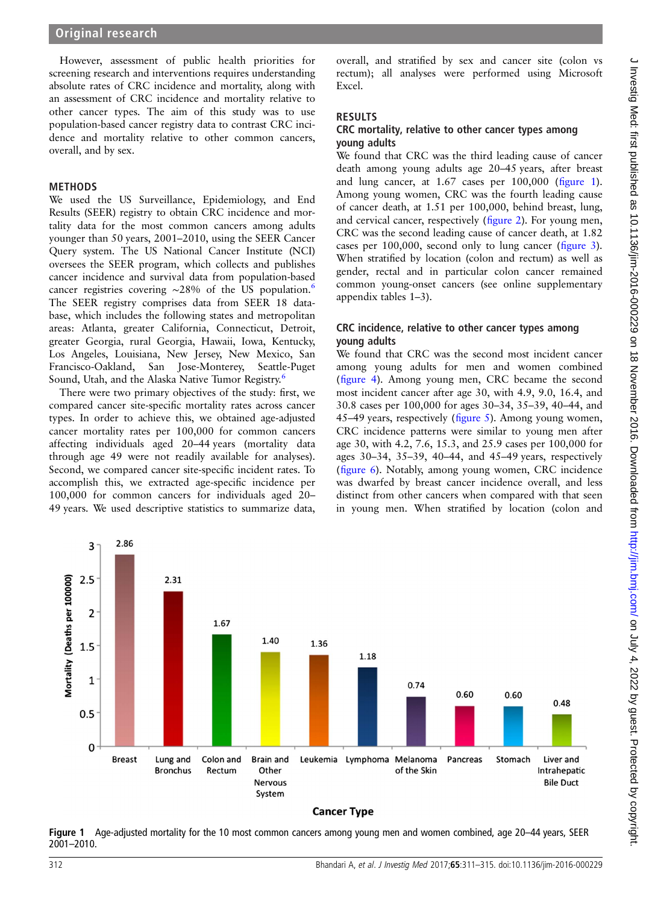However, assessment of public health priorities for screening research and interventions requires understanding absolute rates of CRC incidence and mortality, along with an assessment of CRC incidence and mortality relative to other cancer types. The aim of this study was to use population-based cancer registry data to contrast CRC incidence and mortality relative to other common cancers, overall, and by sex.

## METHODS

We used the US Surveillance, Epidemiology, and End Results (SEER) registry to obtain CRC incidence and mortality data for the most common cancers among young adults younger than 50 years, 2001–2010, using the SEER Cancer Query system. The US National Cancer Institute (NCI) oversees the SEER program, which collects and publishes cancer incidence and survival data from population-based cancer registries covering ∼28% of the US population.[6] The SEER registry comprises data from SEER 18 database, which includes the following states and metropolitan areas: Atlanta, greater California, Connecticut, Detroit, greater Georgia, rural Georgia, Hawaii, Iowa, Kentucky, Los Angeles, Louisiana, New Jersey, New Mexico, San Francisco-Oakland, San Jose-Monterey, Seattle-Puget Sound, Utah, and the Alaska Native Tumor Registry.[6]

There were two primary objectives of the study: first, we compared cancer site-specific mortality rates across cancer types. In order to achieve this, we obtained age-adjusted cancer mortality rates per 100,000 for common cancers affecting individuals aged 20–44 years (mortality data through age 49 were not readily available for analyses). Second, we compared cancer site-specific incident rates. To accomplish this, we extracted age-specific incidence per 100,000 for common cancers for individuals aged 20–49 years. We used descriptive statistics to summarize data, overall, and stratified by sex and cancer site (colon vs rectum); all analyses were performed using Microsoft Excel.

## RESULTS

### CRC mortality, relative to other cancer types among young adults

We found that CRC was the third leading cause of cancer death among young adults age 20–45 years, after breast and lung cancer, at 1.67 cases per 100,000 (figure 1). Among young women, CRC was the fourth leading cause of cancer death, at 1.51 per 100,000, behind breast, lung, and cervical cancer, respectively (figure 2). For young men, CRC was the second leading cause of cancer death, at 1.82 cases per 100,000, second only to lung cancer (figure 3). When stratified by location (colon and rectum) as well as gender, rectal and in particular colon cancer remained common young-onset cancers (see online supplementary appendix tables 1–3).

### CRC incidence, relative to other cancer types among young adults

We found that CRC was the second most incident cancer among young adults for men and women combined (figure 4). Among young men, CRC became the second most incident cancer after age 30, with 4.9, 9.0, 16.4, and 30.8 cases per 100,000 for ages 30–34, 35–39, 40–44, and 45–49 years, respectively (figure 5). Among young women, CRC incidence patterns were similar to young men after age 30, with 4.2, 7.6, 15.3, and 25.9 cases per 100,000 for ages 30–34, 35–39, 40–44, and 45–49 years, respectively (figure 6). Notably, among young women, CRC incidence was dwarfed by breast cancer incidence overall, and less distinct from other cancers when compared with that seen in young men. When stratified by location (colon and

| Cancer Type | Mortality (Deaths per 100000) |
|---|---|
| Breast | 2.86 |
| Lung and Bronchus | 2.31 |
| Colon and Rectum | 1.67 |
| Brain and Other Nervous System | 1.40 |
| Leukemia | 1.36 |
| Lymphoma | 1.18 |
| Melanoma of the Skin | 0.74 |
| Pancreas | 0.60 |
| Stomach | 0.60 |
| Liver and Intrahepatic Bile Duct | 0.48 |

**Figure 1** Age-adjusted mortality for the 10 most common cancers among young men and women combined, age 20–44 years, SEER 2001–2010.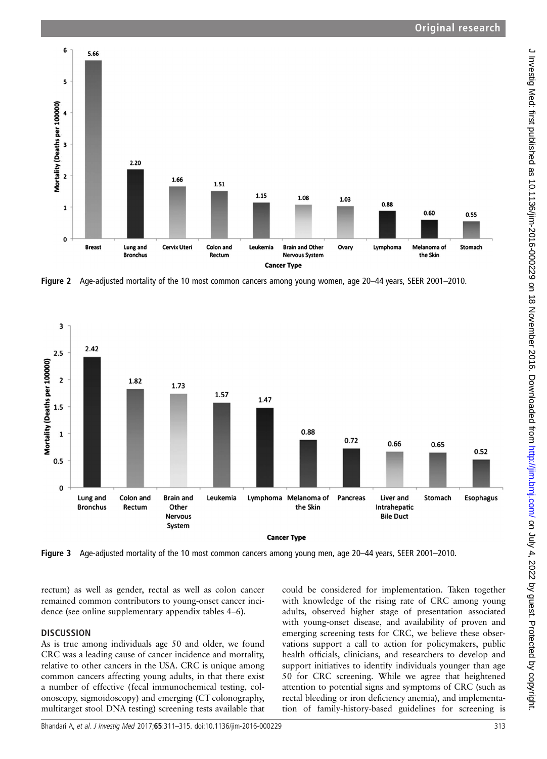Figure 2 Age-adjusted mortality of the 10 most common cancers among young women, age 20–44 years, SEER 2001–2010.

Figure 3 Age-adjusted mortality of the 10 most common cancers among young men, age 20–44 years, SEER 2001–2010.

rectum) as well as gender, rectal as well as colon cancer remained common contributors to young-onset cancer incidence (see online supplementary appendix tables 4–6).

## DISCUSSION

As is true among individuals age 50 and older, we found CRC was a leading cause of cancer incidence and mortality, relative to other cancers in the USA. CRC is unique among common cancers affecting young adults, in that there exist a number of effective (fecal immunochemical testing, colonoscopy, sigmoidoscopy) and emerging (CT colonography, multitarget stool DNA testing) screening tests available that could be considered for implementation. Taken together with knowledge of the rising rate of CRC among young adults, observed higher stage of presentation associated with young-onset disease, and availability of proven and emerging screening tests for CRC, we believe these observations support a call to action for policymakers, public health officials, clinicians, and researchers to develop and support initiatives to identify individuals younger than age 50 for CRC screening. While we agree that heightened attention to potential signs and symptoms of CRC (such as rectal bleeding or iron deficiency anemia), and implementation of family-history-based guidelines for screening is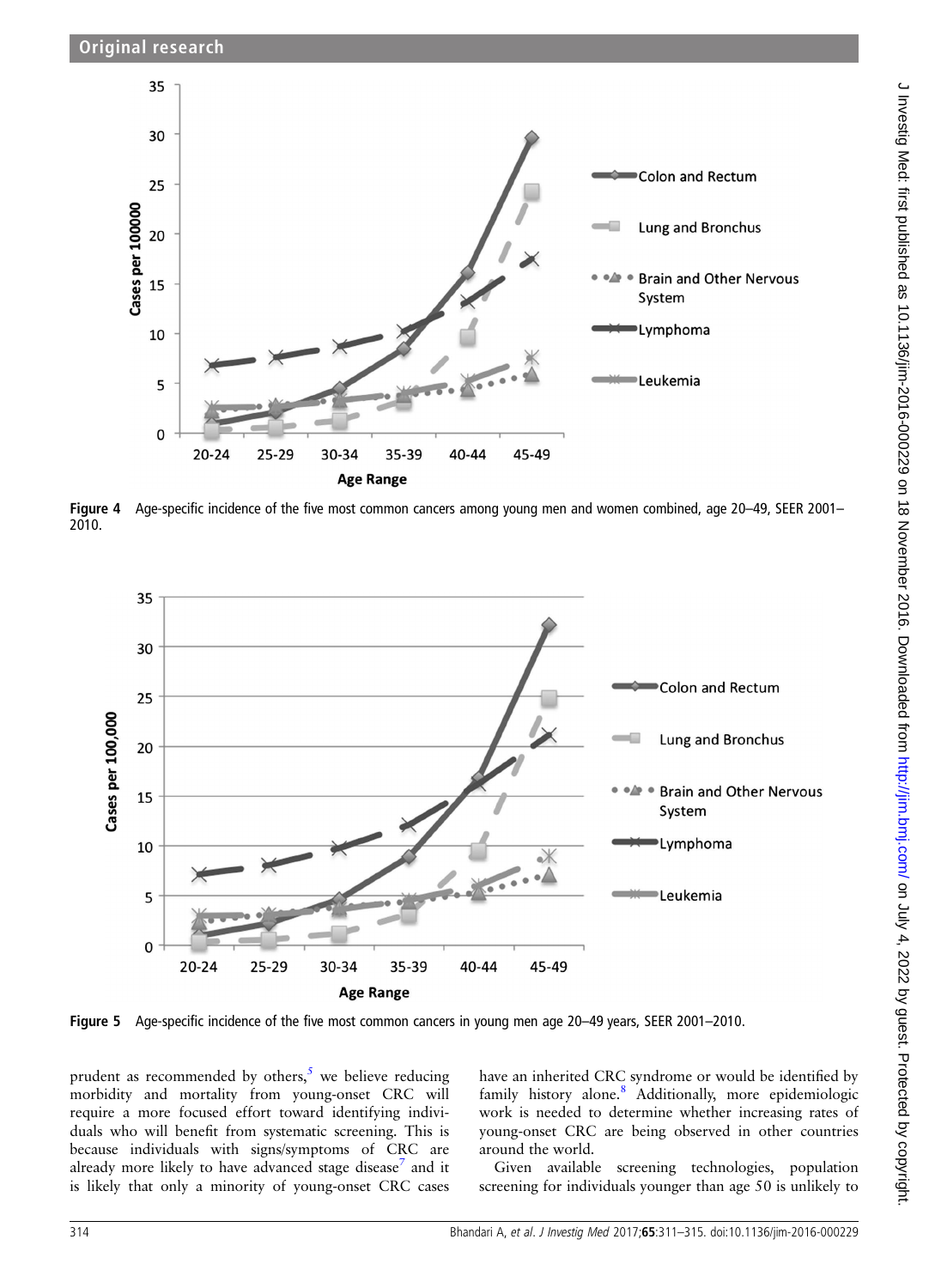Figure 4 Age-specific incidence of the five most common cancers among young men and women combined, age 20–49, SEER 2001–2010.

Figure 5 Age-specific incidence of the five most common cancers in young men age 20–49 years, SEER 2001–2010.

prudent as recommended by others,[5] we believe reducing morbidity and mortality from young-onset CRC will require a more focused effort toward identifying individuals who will benefit from systematic screening. This is because individuals with signs/symptoms of CRC are already more likely to have advanced stage disease[7] and it is likely that only a minority of young-onset CRC cases have an inherited CRC syndrome or would be identified by family history alone.[8] Additionally, more epidemiologic work is needed to determine whether increasing rates of young-onset CRC are being observed in other countries around the world.

Given available screening technologies, population screening for individuals younger than age 50 is unlikely to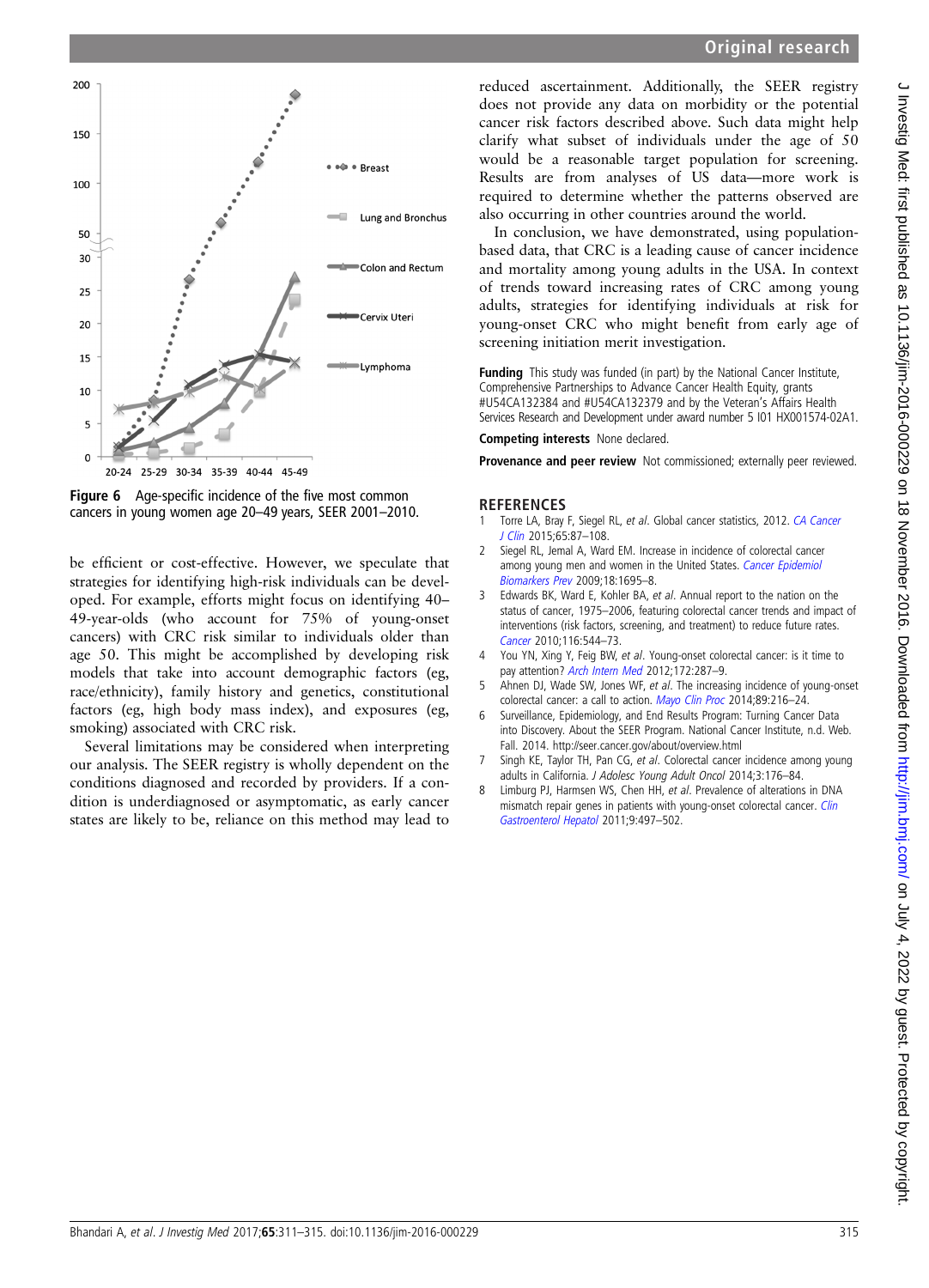200

150

100

50

30

25

20

15

10

5

0

20-24 25-29 30-34 35-39 40-44 45-49

Breast

Lung and Bronchus

Colon and Rectum

Cervix Uteri

Lymphoma

**Figure 6** Age-specific incidence of the five most common cancers in young women age 20–49 years, SEER 2001–2010.

be efficient or cost-effective. However, we speculate that strategies for identifying high-risk individuals can be developed. For example, efforts might focus on identifying 40–49-year-olds (who account for 75% of young-onset cancers) with CRC risk similar to individuals older than age 50. This might be accomplished by developing risk models that take into account demographic factors (eg, race/ethnicity), family history and genetics, constitutional factors (eg, high body mass index), and exposures (eg, smoking) associated with CRC risk.

Several limitations may be considered when interpreting our analysis. The SEER registry is wholly dependent on the conditions diagnosed and recorded by providers. If a condition is underdiagnosed or asymptomatic, as early cancer states are likely to be, reliance on this method may lead to reduced ascertainment. Additionally, the SEER registry does not provide any data on morbidity or the potential cancer risk factors described above. Such data might help clarify what subset of individuals under the age of 50 would be a reasonable target population for screening. Results are from analyses of US data—more work is required to determine whether the patterns observed are also occurring in other countries around the world.

In conclusion, we have demonstrated, using population-based data, that CRC is a leading cause of cancer incidence and mortality among young adults in the USA. In context of trends toward increasing rates of CRC among young adults, strategies for identifying individuals at risk for young-onset CRC who might benefit from early age of screening initiation merit investigation.

**Funding** This study was funded (in part) by the National Cancer Institute, Comprehensive Partnerships to Advance Cancer Health Equity, grants #U54CA132384 and #U54CA132379 and by the Veteran's Affairs Health Services Research and Development under award number 5 I01 HX001574-02A1.

**Competing interests** None declared.

**Provenance and peer review** Not commissioned; externally peer reviewed.

## REFERENCES

1. Torre LA, Bray F, Siegel RL, *et al*. Global cancer statistics, 2012. *CA Cancer J Clin* 2015;65:87–108.
2. Siegel RL, Jemal A, Ward EM. Increase in incidence of colorectal cancer among young men and women in the United States. *Cancer Epidemiol Biomarkers Prev* 2009;18:1695–8.
3. Edwards BK, Ward E, Kohler BA, *et al*. Annual report to the nation on the status of cancer, 1975–2006, featuring colorectal cancer trends and impact of interventions (risk factors, screening, and treatment) to reduce future rates. *Cancer* 2010;116:544–73.
4. You YN, Xing Y, Feig BW, *et al*. Young-onset colorectal cancer: is it time to pay attention? *Arch Intern Med* 2012;172:287–9.
5. Ahnen DJ, Wade SW, Jones WF, *et al*. The increasing incidence of young-onset colorectal cancer: a call to action. *Mayo Clin Proc* 2014;89:216–24.
6. Surveillance, Epidemiology, and End Results Program: Turning Cancer Data into Discovery. About the SEER Program. National Cancer Institute, n.d. Web. Fall. 2014. http://seer.cancer.gov/about/overview.html
7. Singh KE, Taylor TH, Pan CG, *et al*. Colorectal cancer incidence among young adults in California. *J Adolesc Young Adult Oncol* 2014;3:176–84.
8. Limburg PJ, Harmsen WS, Chen HH, *et al*. Prevalence of alterations in DNA mismatch repair genes in patients with young-onset colorectal cancer. *Clin Gastroenterol Hepatol* 2011;9:497–502.